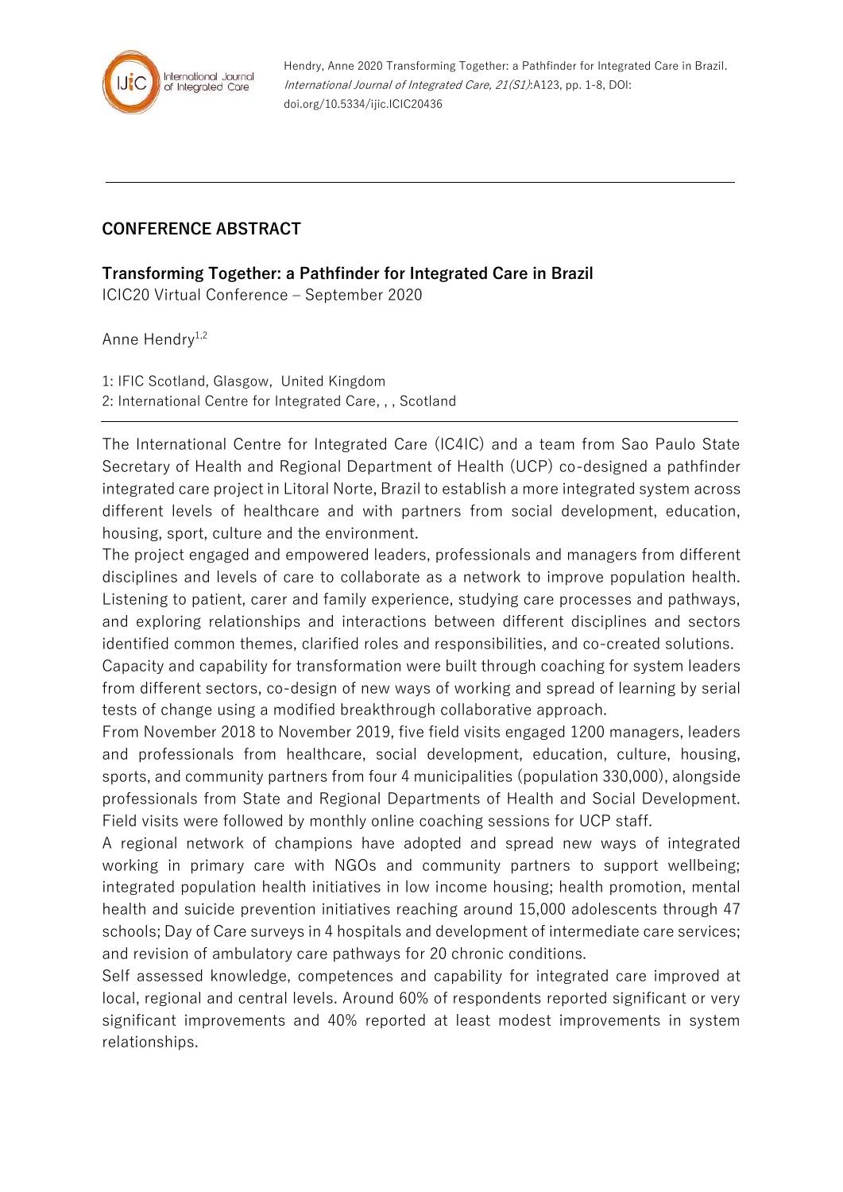Hendry, Anne 2020 Transforming Together: a Pathfinder for Integrated Care in Brazil. *International Journal of Integrated Care, 21(S1)*:A123, pp. 1-8, DOI: doi.org/10.5334/ijic.ICIC20436

---

## CONFERENCE ABSTRACT

### Transforming Together: a Pathfinder for Integrated Care in Brazil

ICIC20 Virtual Conference – September 2020

Anne Hendry[1,2]

1: IFIC Scotland, Glasgow, United Kingdom
2: International Centre for Integrated Care, , , Scotland

---

The International Centre for Integrated Care (IC4IC) and a team from Sao Paulo State Secretary of Health and Regional Department of Health (UCP) co-designed a pathfinder integrated care project in Litoral Norte, Brazil to establish a more integrated system across different levels of healthcare and with partners from social development, education, housing, sport, culture and the environment.

The project engaged and empowered leaders, professionals and managers from different disciplines and levels of care to collaborate as a network to improve population health. Listening to patient, carer and family experience, studying care processes and pathways, and exploring relationships and interactions between different disciplines and sectors identified common themes, clarified roles and responsibilities, and co-created solutions.

Capacity and capability for transformation were built through coaching for system leaders from different sectors, co-design of new ways of working and spread of learning by serial tests of change using a modified breakthrough collaborative approach.

From November 2018 to November 2019, five field visits engaged 1200 managers, leaders and professionals from healthcare, social development, education, culture, housing, sports, and community partners from four 4 municipalities (population 330,000), alongside professionals from State and Regional Departments of Health and Social Development. Field visits were followed by monthly online coaching sessions for UCP staff.

A regional network of champions have adopted and spread new ways of integrated working in primary care with NGOs and community partners to support wellbeing; integrated population health initiatives in low income housing; health promotion, mental health and suicide prevention initiatives reaching around 15,000 adolescents through 47 schools; Day of Care surveys in 4 hospitals and development of intermediate care services; and revision of ambulatory care pathways for 20 chronic conditions.

Self assessed knowledge, competences and capability for integrated care improved at local, regional and central levels. Around 60% of respondents reported significant or very significant improvements and 40% reported at least modest improvements in system relationships.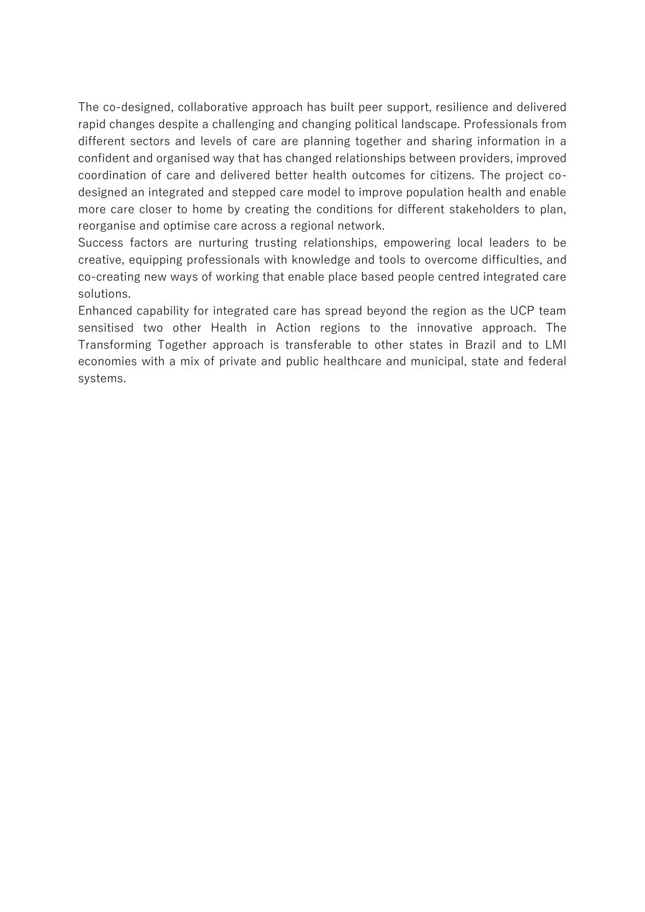The co-designed, collaborative approach has built peer support, resilience and delivered rapid changes despite a challenging and changing political landscape. Professionals from different sectors and levels of care are planning together and sharing information in a confident and organised way that has changed relationships between providers, improved coordination of care and delivered better health outcomes for citizens. The project co-designed an integrated and stepped care model to improve population health and enable more care closer to home by creating the conditions for different stakeholders to plan, reorganise and optimise care across a regional network.

Success factors are nurturing trusting relationships, empowering local leaders to be creative, equipping professionals with knowledge and tools to overcome difficulties, and co-creating new ways of working that enable place based people centred integrated care solutions.

Enhanced capability for integrated care has spread beyond the region as the UCP team sensitised two other Health in Action regions to the innovative approach. The Transforming Together approach is transferable to other states in Brazil and to LMI economies with a mix of private and public healthcare and municipal, state and federal systems.